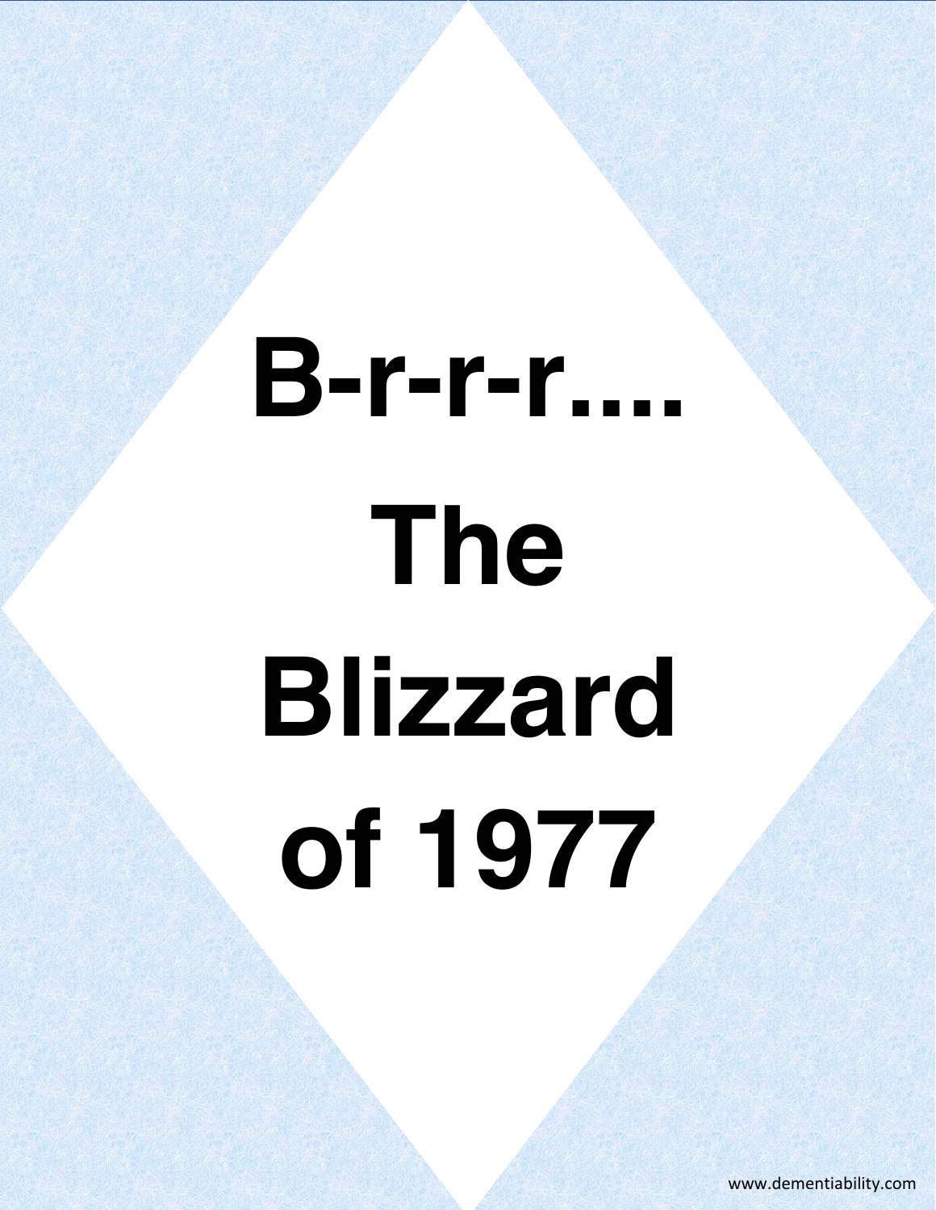# B-r-r-r….

# The Blizzard of 1977

www.dementiability.com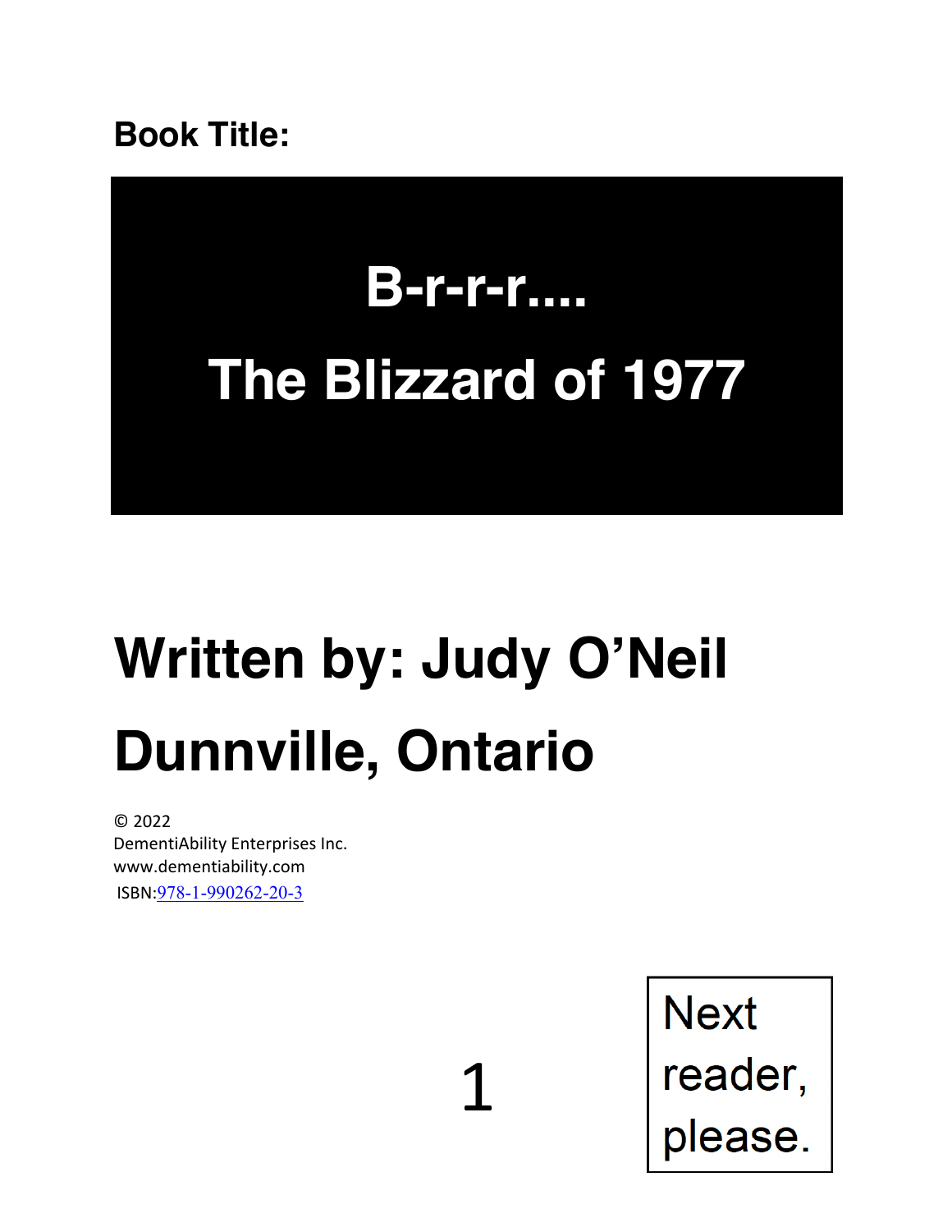**Book Title:**

# B-r-r-r....

# The Blizzard of 1977

# Written by: Judy O'Neil

# Dunnville, Ontario

© 2022
DementiAbility Enterprises Inc.
www.dementiability.com
ISBN:978-1-990262-20-3

Next reader, please.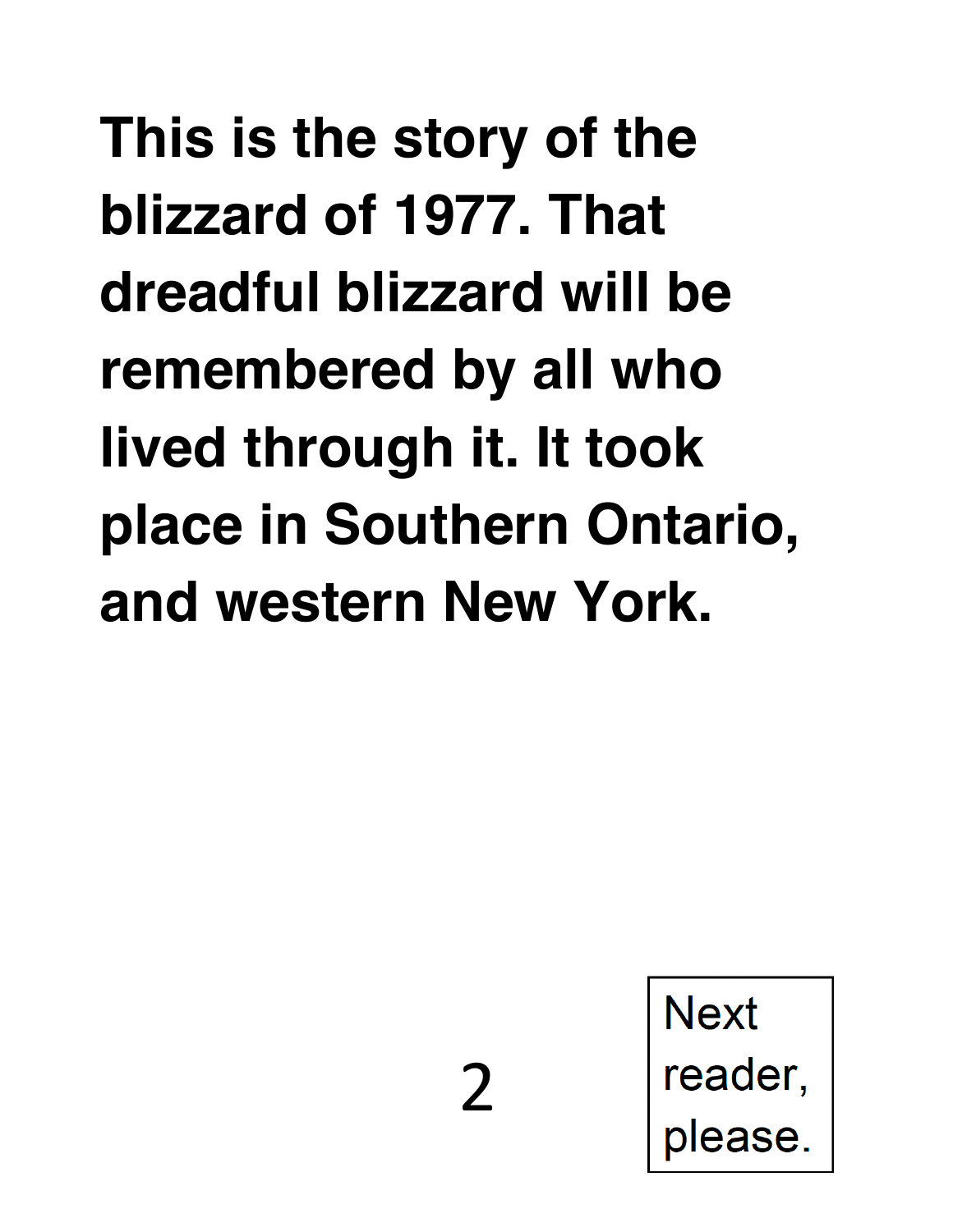**This is the story of the blizzard of 1977. That dreadful blizzard will be remembered by all who lived through it. It took place in Southern Ontario, and western New York.**

Next reader, please.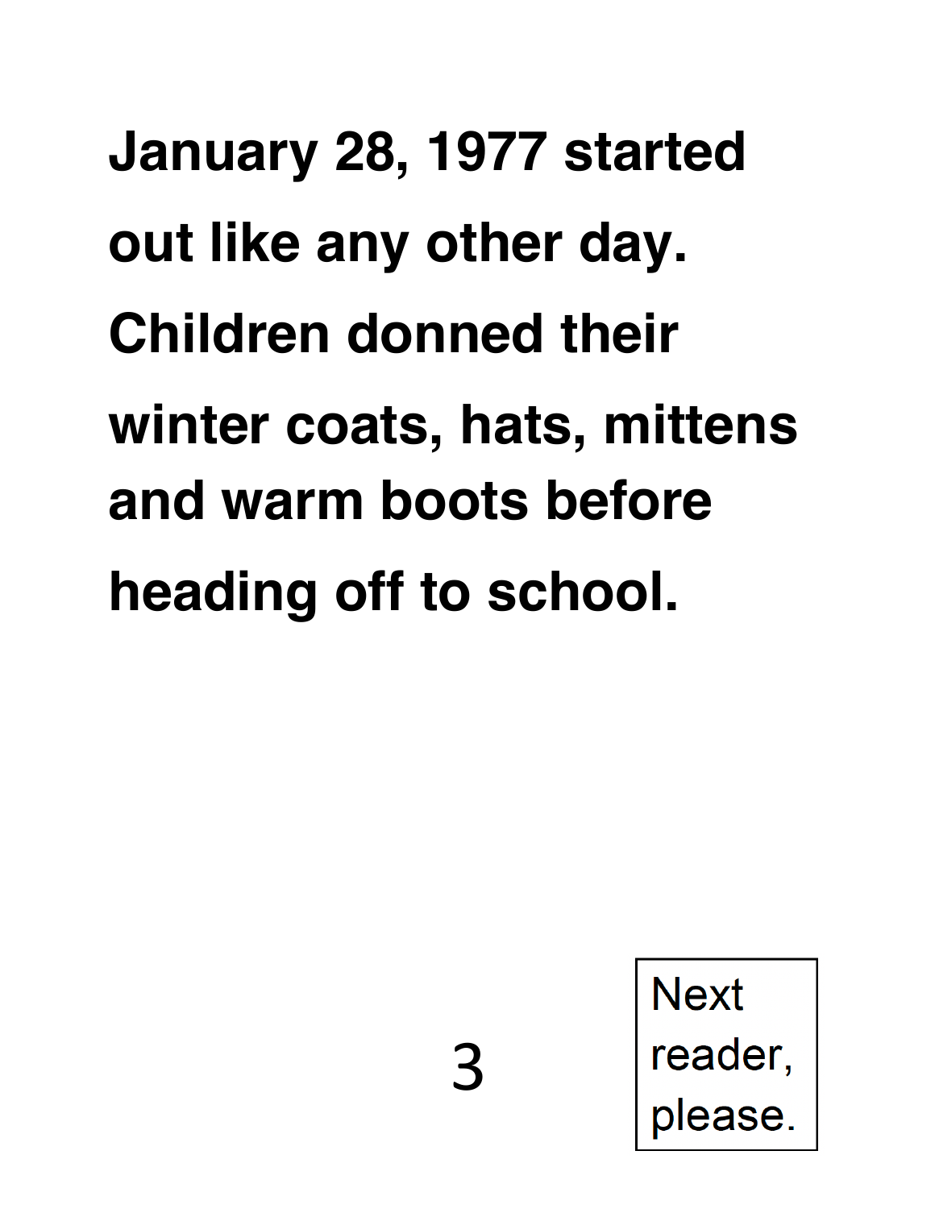**January 28, 1977 started out like any other day. Children donned their winter coats, hats, mittens and warm boots before heading off to school.**

Next reader, please.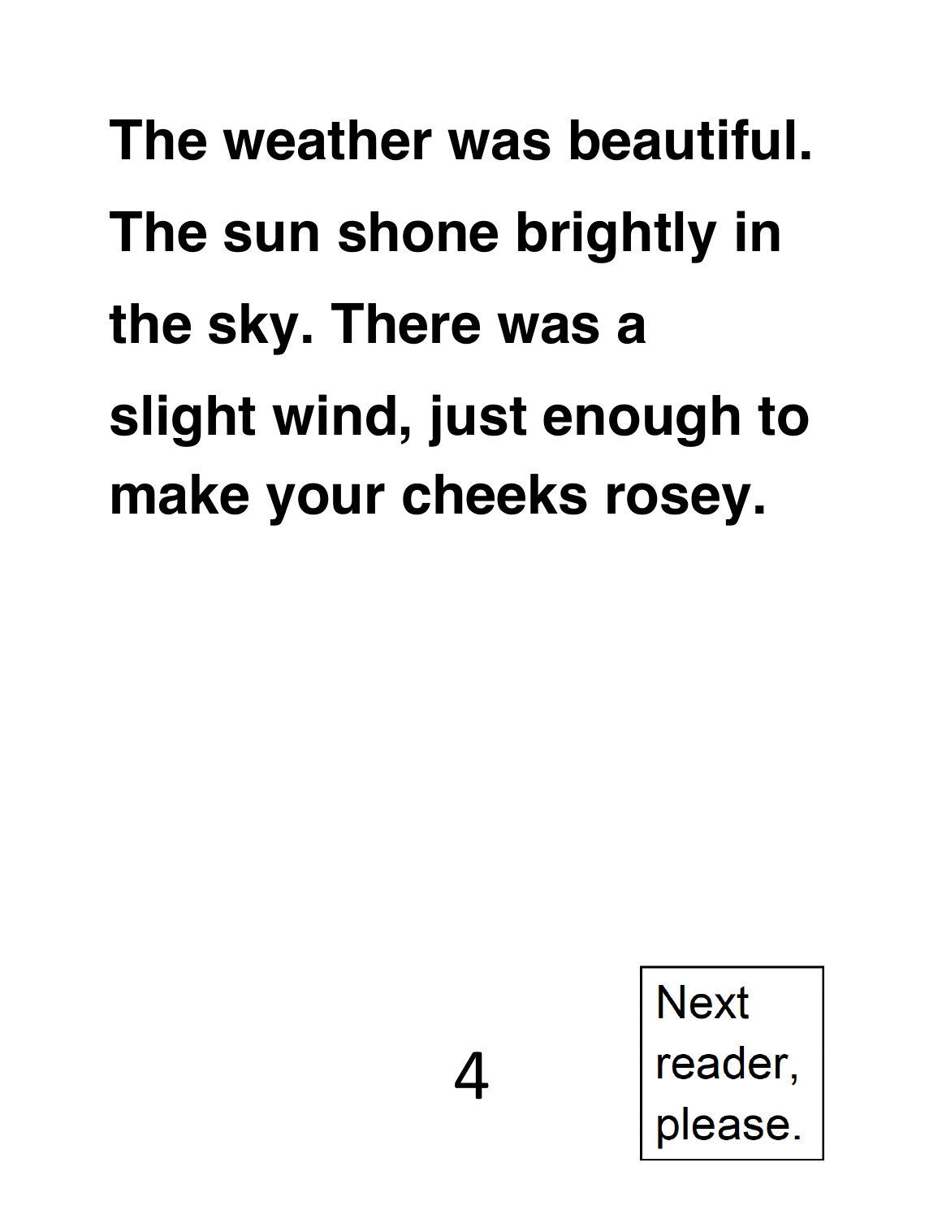**The weather was beautiful. The sun shone brightly in the sky. There was a slight wind, just enough to make your cheeks rosey.**

Next reader, please.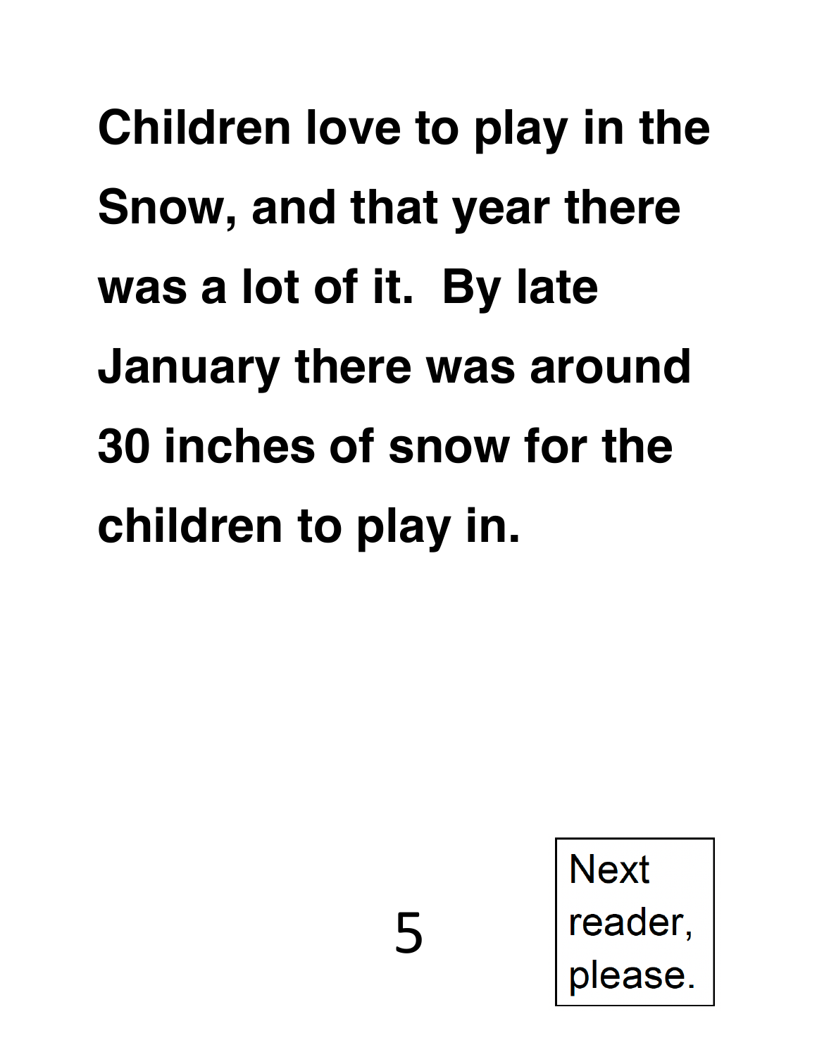**Children love to play in the Snow, and that year there was a lot of it. By late January there was around 30 inches of snow for the children to play in.**

Next reader, please.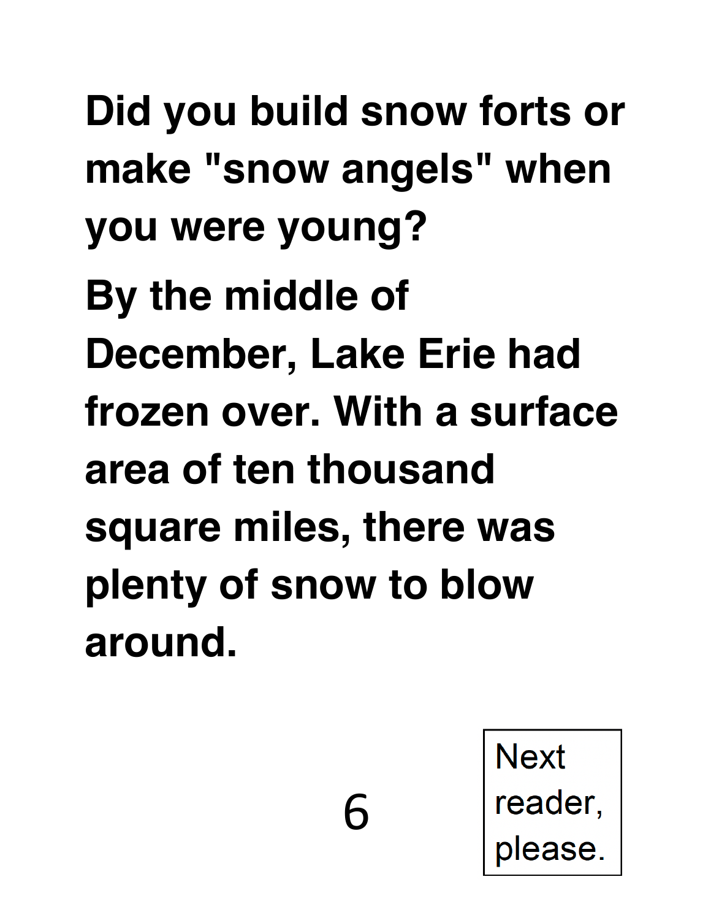**Did you build snow forts or make "snow angels" when you were young?**

**By the middle of December, Lake Erie had frozen over. With a surface area of ten thousand square miles, there was plenty of snow to blow around.**

Next reader, please.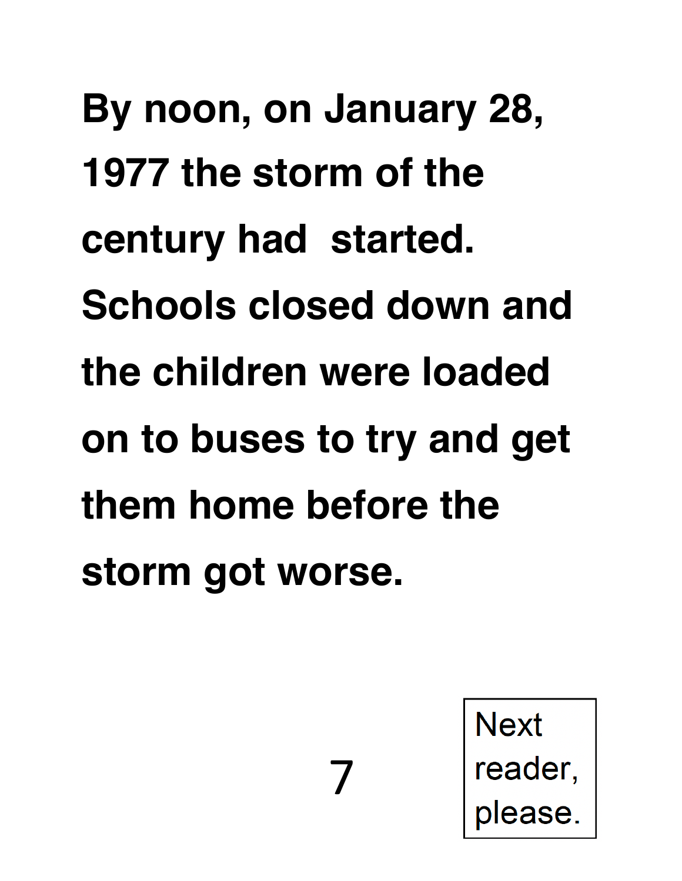**By noon, on January 28, 1977 the storm of the century had started. Schools closed down and the children were loaded on to buses to try and get them home before the storm got worse.**

Next reader, please.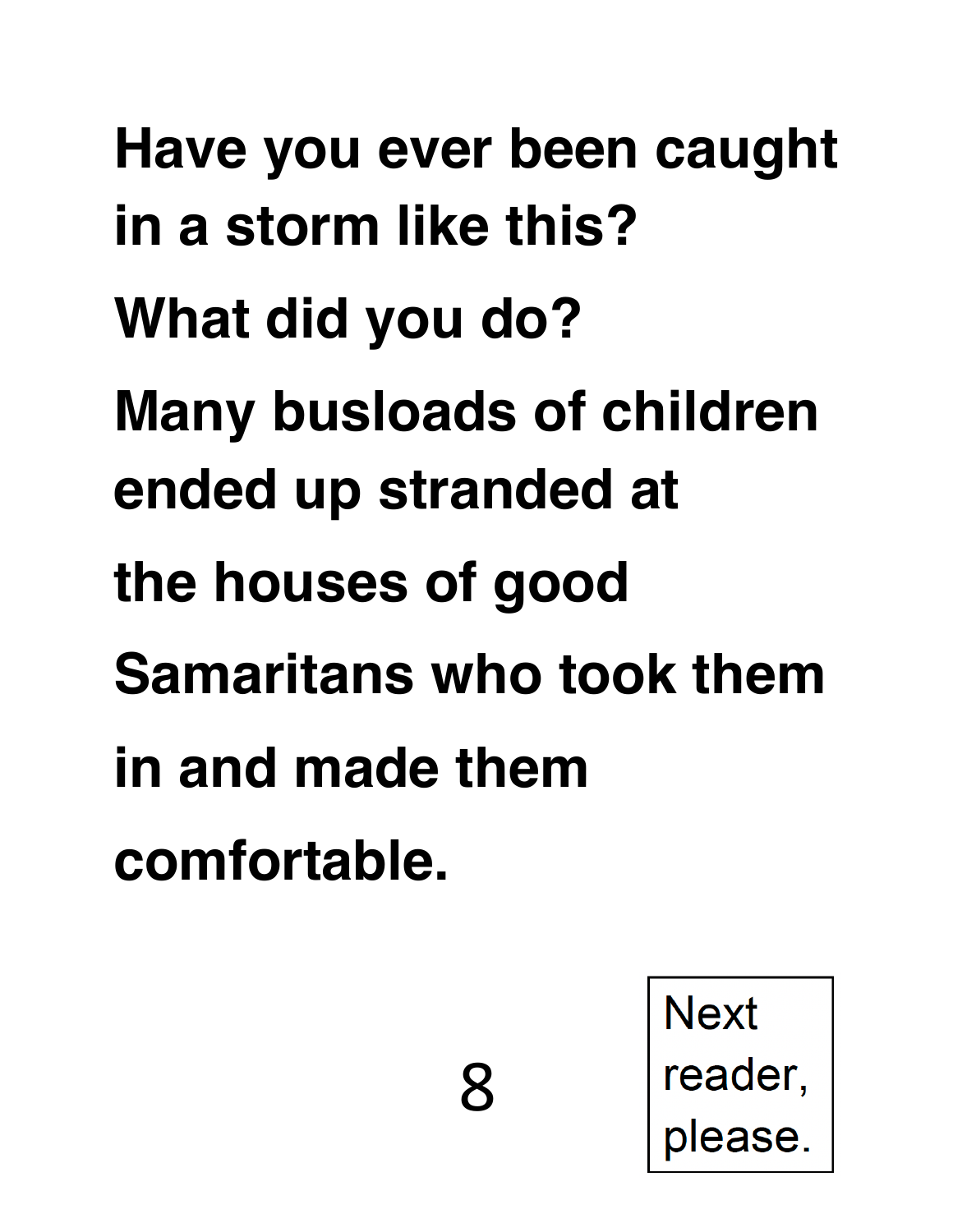**Have you ever been caught in a storm like this?**

**What did you do?**

**Many busloads of children ended up stranded at the houses of good Samaritans who took them in and made them comfortable.**

Next reader, please.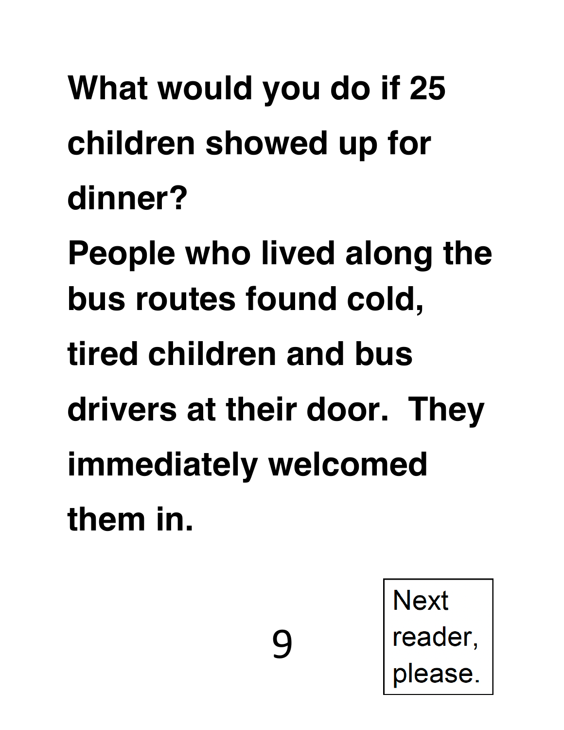**What would you do if 25 children showed up for dinner?**

**People who lived along the bus routes found cold, tired children and bus drivers at their door. They immediately welcomed them in.**

Next reader, please.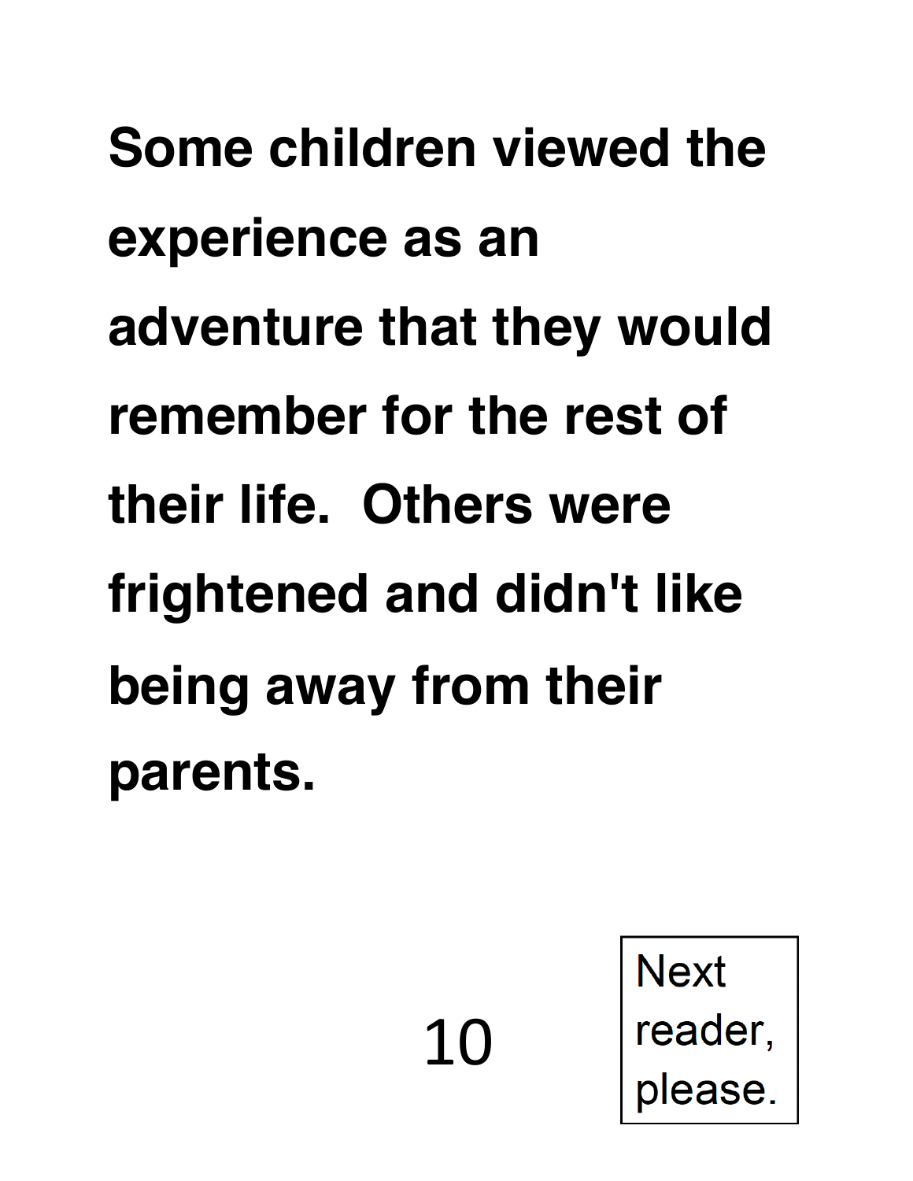**Some children viewed the experience as an adventure that they would remember for the rest of their life.  Others were frightened and didn't like being away from their parents.**

Next reader, please.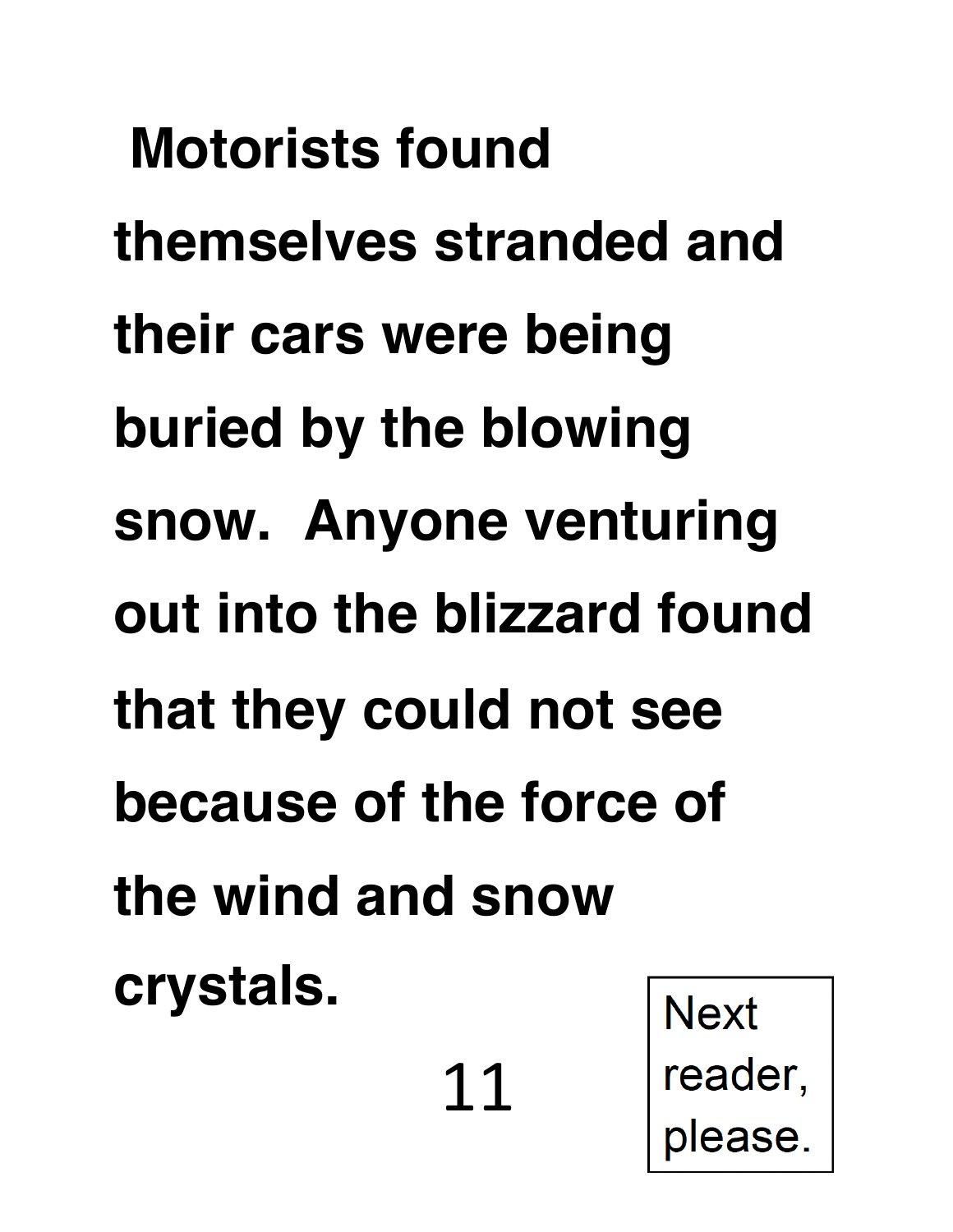**Motorists found themselves stranded and their cars were being buried by the blowing snow. Anyone venturing out into the blizzard found that they could not see because of the force of the wind and snow crystals.**

Next reader, please.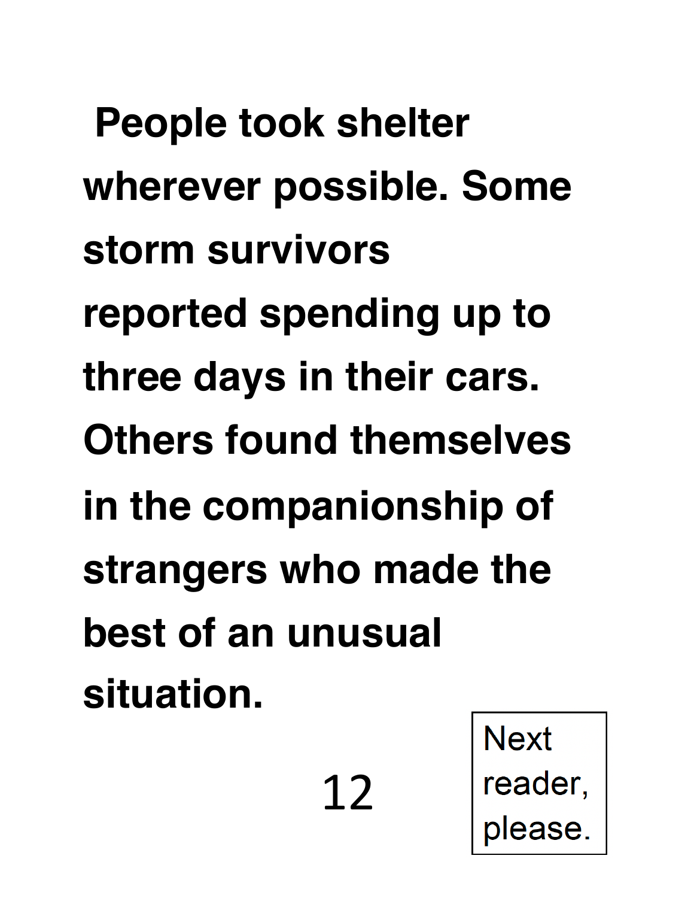**People took shelter wherever possible. Some storm survivors reported spending up to three days in their cars. Others found themselves in the companionship of strangers who made the best of an unusual situation.**

Next reader, please.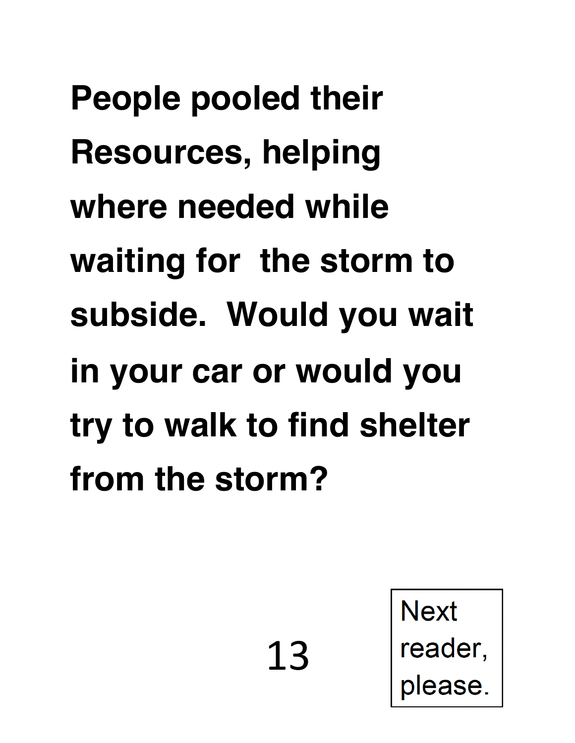**People pooled their Resources, helping where needed while waiting for the storm to subside. Would you wait in your car or would you try to walk to find shelter from the storm?**

Next reader, please.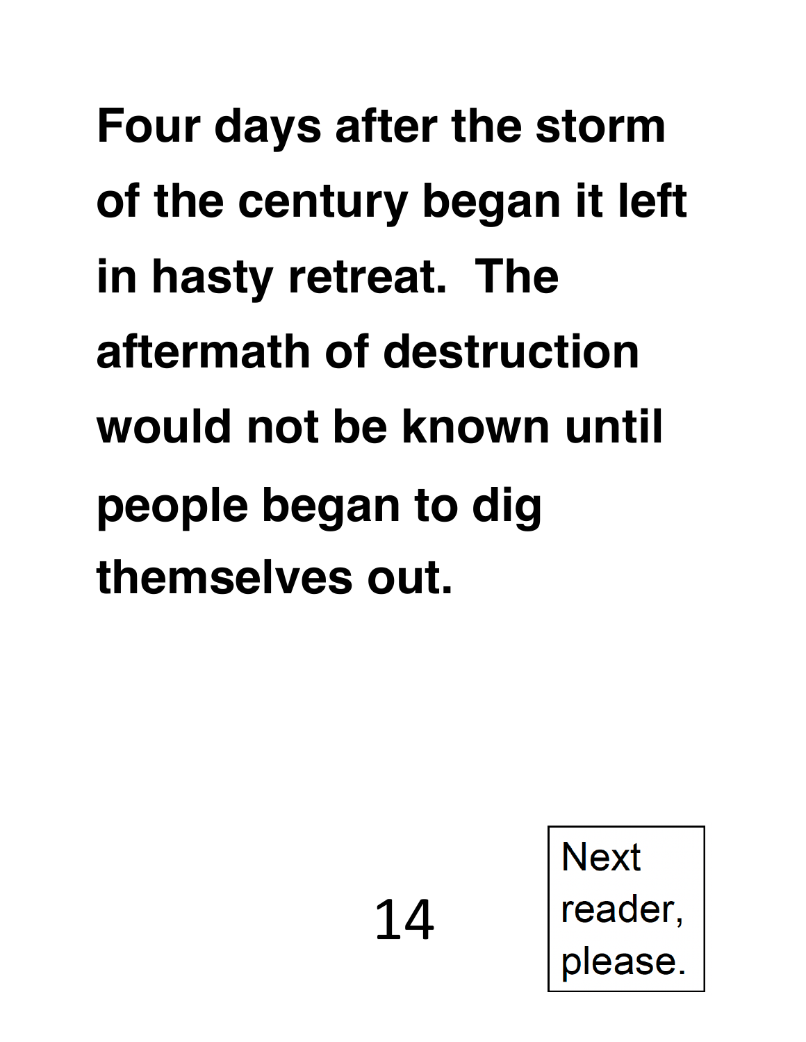**Four days after the storm of the century began it left in hasty retreat.  The aftermath of destruction would not be known until people began to dig themselves out.**

Next reader, please.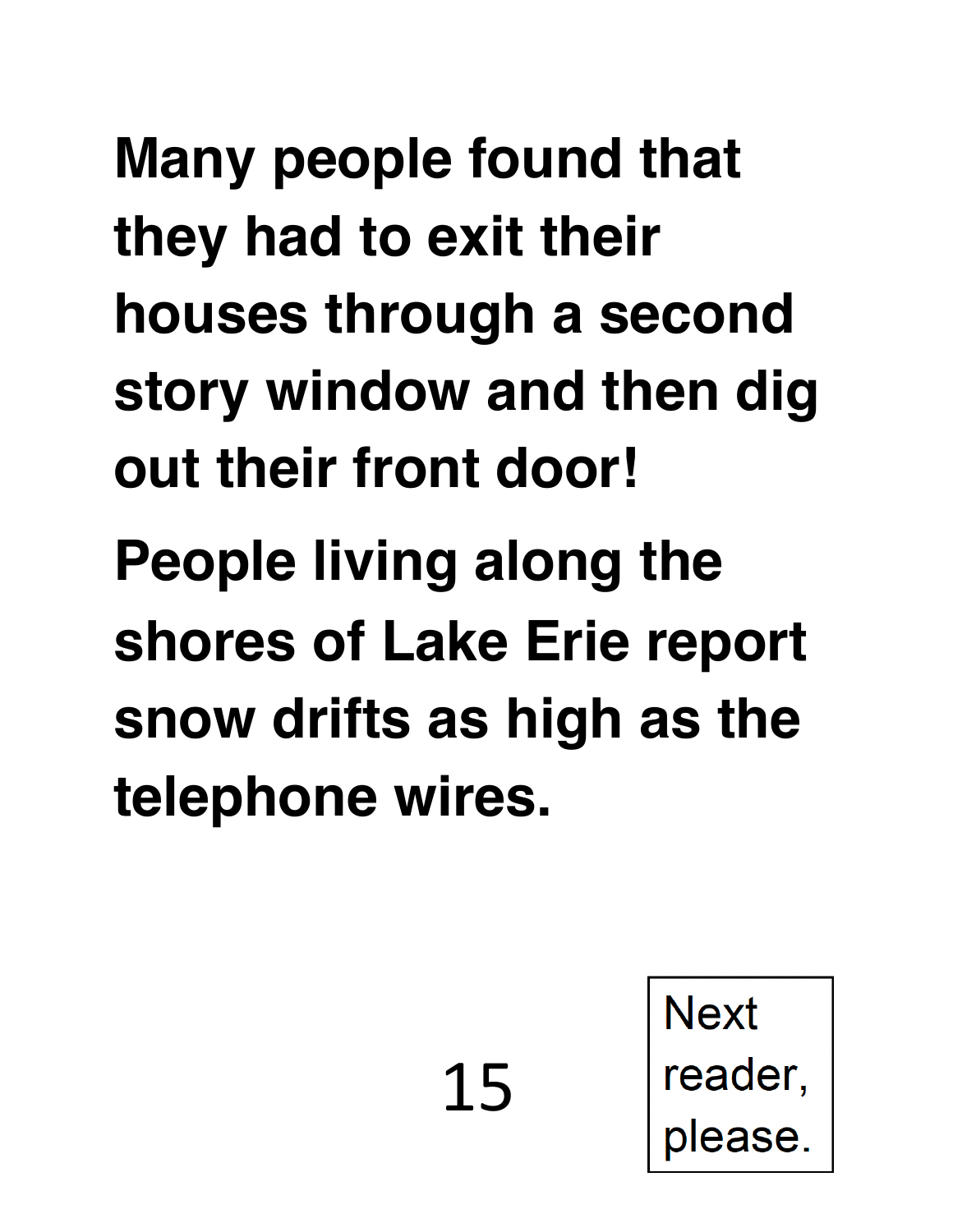**Many people found that they had to exit their houses through a second story window and then dig out their front door!**

**People living along the shores of Lake Erie report snow drifts as high as the telephone wires.**

Next reader, please.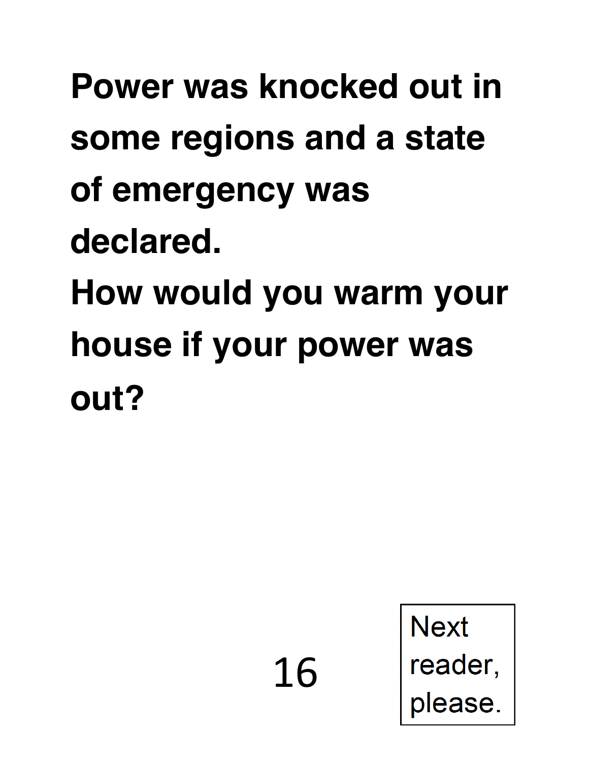**Power was knocked out in some regions and a state of emergency was declared.**
**How would you warm your house if your power was out?**

Next reader, please.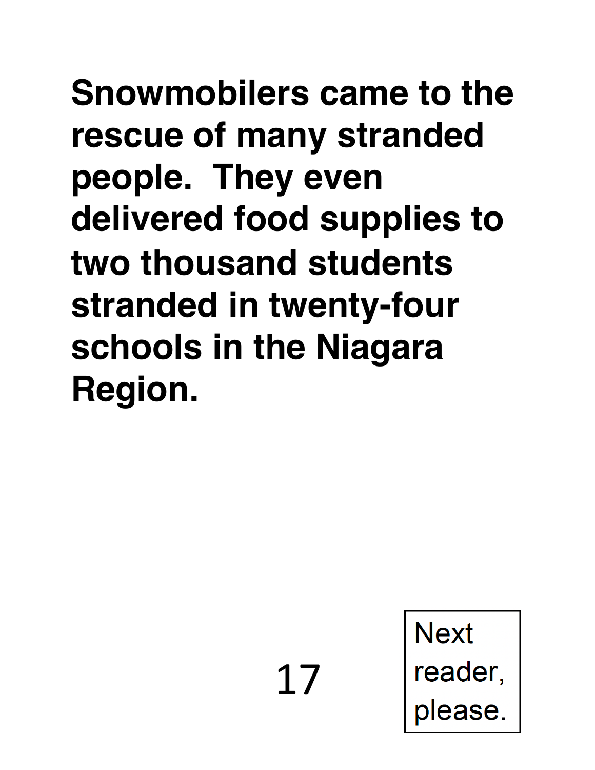**Snowmobilers came to the rescue of many stranded people. They even delivered food supplies to two thousand students stranded in twenty-four schools in the Niagara Region.**

Next reader, please.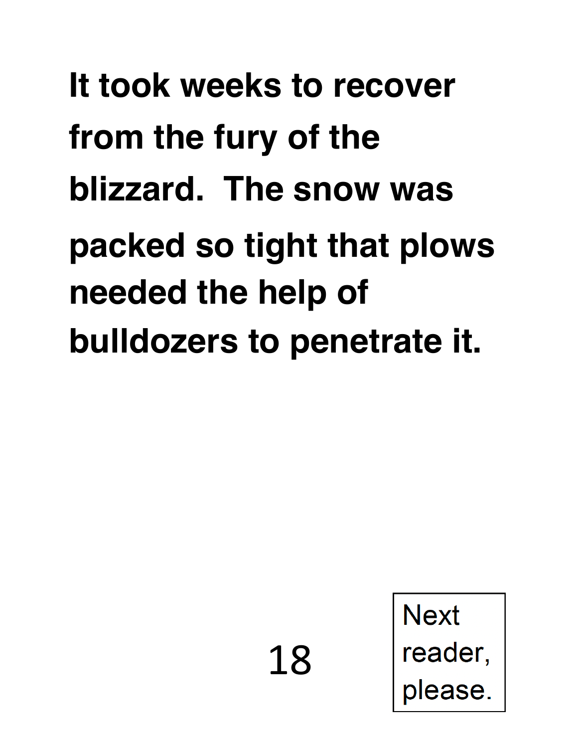**It took weeks to recover from the fury of the blizzard. The snow was packed so tight that plows needed the help of bulldozers to penetrate it.**

Next reader, please.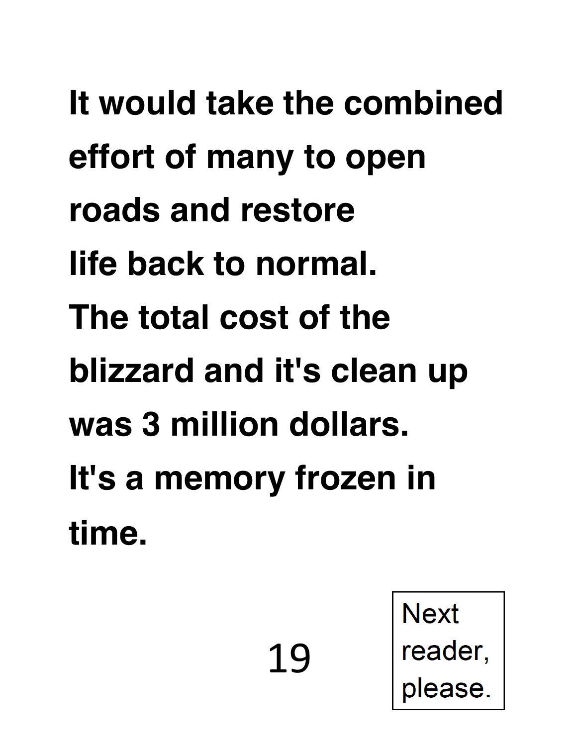**It would take the combined effort of many to open roads and restore life back to normal. The total cost of the blizzard and it's clean up was 3 million dollars. It's a memory frozen in time.**

Next reader, please.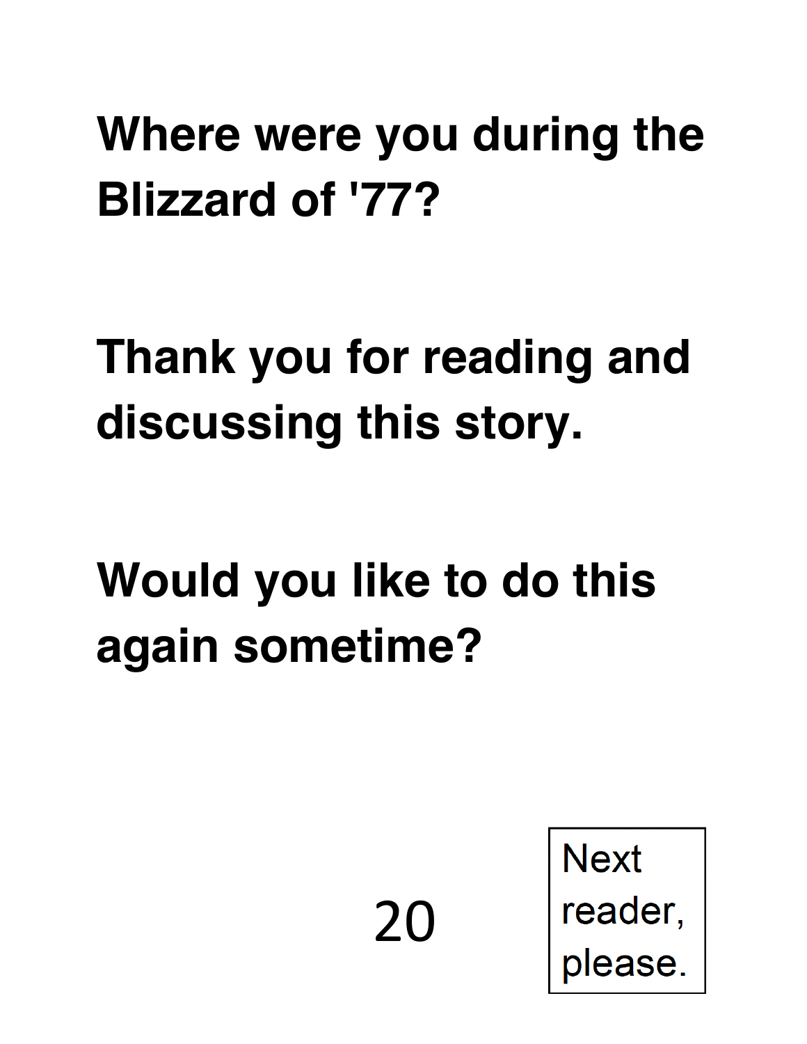**Where were you during the Blizzard of '77?**

**Thank you for reading and discussing this story.**

**Would you like to do this again sometime?**

Next reader, please.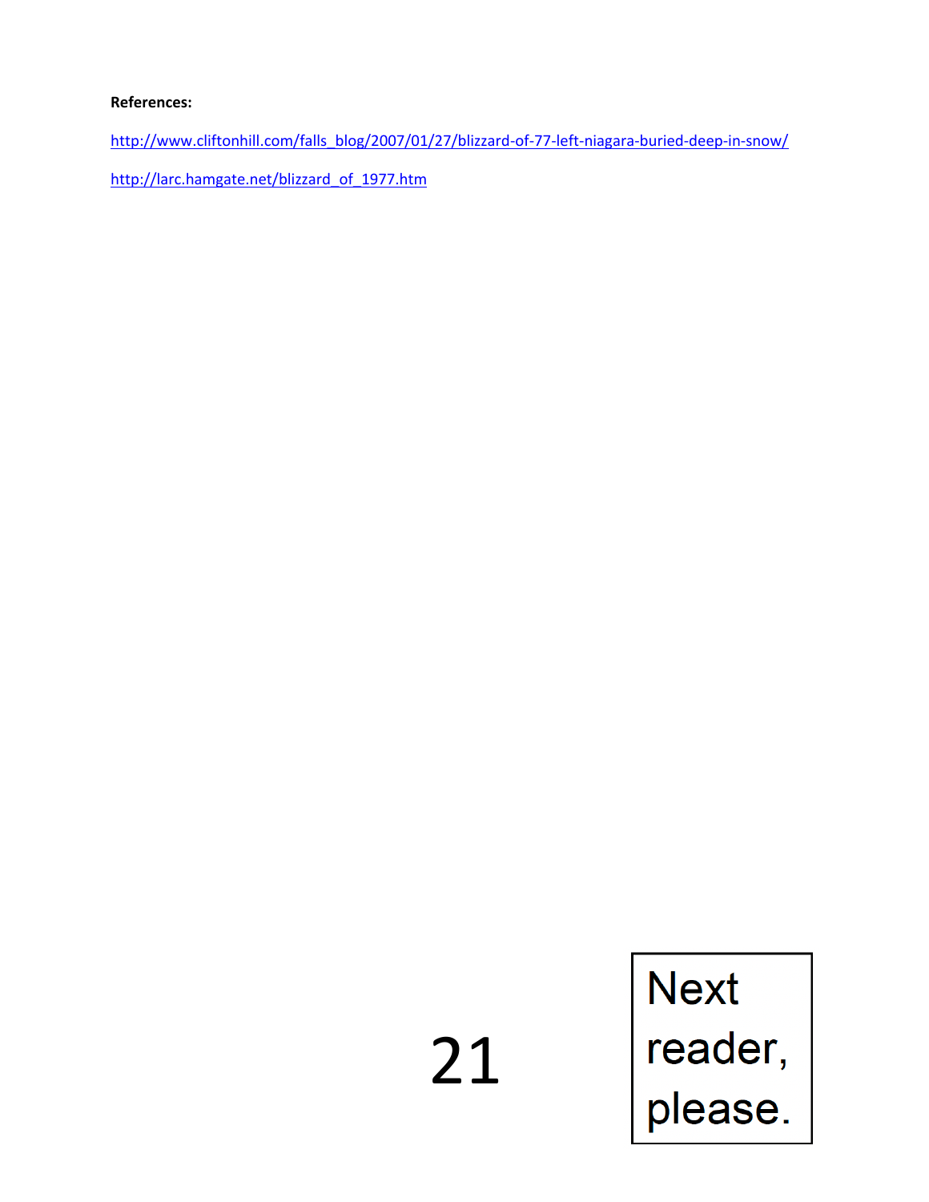**References:**

http://www.cliftonhill.com/falls_blog/2007/01/27/blizzard-of-77-left-niagara-buried-deep-in-snow/

http://larc.hamgate.net/blizzard_of_1977.htm

Next reader, please.